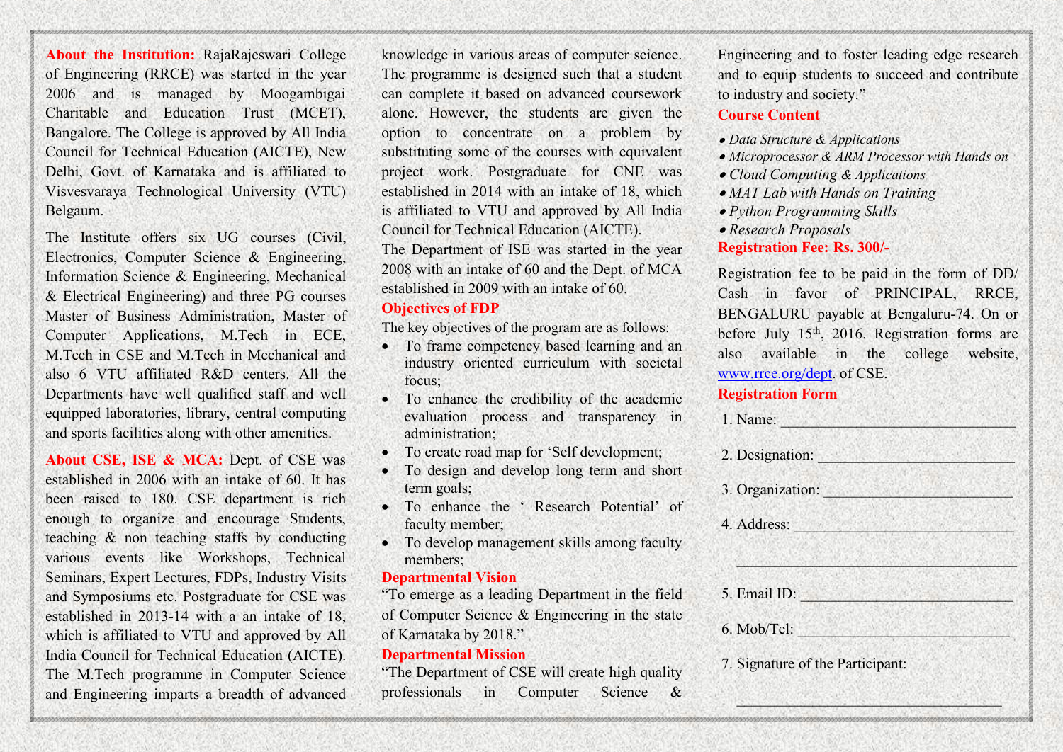**About the Institution:** RajaRajeswari College of Engineering (RRCE) was started in the year 2006 and is managed by Moogambigai Charitable and Education Trust (MCET), Bangalore. The College is approved by All India Council for Technical Education (AICTE), New Delhi, Govt. of Karnataka and is affiliated to Visvesvaraya Technological University (VTU) Belgaum.

The Institute offers six UG courses (Civil, Electronics, Computer Science & Engineering, Information Science & Engineering, Mechanical & Electrical Engineering) and three PG courses Master of Business Administration, Master of Computer Applications, M.Tech in ECE, M.Tech in CSE and M.Tech in Mechanical and also 6 VTU affiliated R&D centers. All the Departments have well qualified staff and well equipped laboratories, library, central computing and sports facilities along with other amenities.

**About CSE, ISE & MCA:** Dept. of CSE was established in 2006 with an intake of 60. It has been raised to 180. CSE department is rich enough to organize and encourage Students, teaching & non teaching staffs by conducting various events like Workshops, Technical Seminars, Expert Lectures, FDPs, Industry Visits and Symposiums etc. Postgraduate for CSE was established in 2013-14 with a an intake of 18, which is affiliated to VTU and approved by All India Council for Technical Education (AICTE). The M.Tech programme in Computer Science and Engineering imparts a breadth of advanced knowledge in various areas of computer science. The programme is designed such that a student can complete it based on advanced coursework alone. However, the students are given the option to concentrate on a problem by substituting some of the courses with equivalent project work. Postgraduate for CNE was established in 2014 with an intake of 18, which is affiliated to VTU and approved by All India Council for Technical Education (AICTE).
The Department of ISE was started in the year 2008 with an intake of 60 and the Dept. of MCA established in 2009 with an intake of 60.

## Objectives of FDP

The key objectives of the program are as follows:

- To frame competency based learning and an industry oriented curriculum with societal focus;
- To enhance the credibility of the academic evaluation process and transparency in administration;
- To create road map for 'Self development;
- To design and develop long term and short term goals;
- To enhance the ' Research Potential' of faculty member;
- To develop management skills among faculty members;

## Departmental Vision

"To emerge as a leading Department in the field of Computer Science & Engineering in the state of Karnataka by 2018."

## Departmental Mission

"The Department of CSE will create high quality professionals in Computer Science & Engineering and to foster leading edge research and to equip students to succeed and contribute to industry and society."

## Course Content

- *Data Structure & Applications*
- *Microprocessor & ARM Processor with Hands on*
- *Cloud Computing & Applications*
- *MAT Lab with Hands on Training*
- *Python Programming Skills*
- *Research Proposals*

## Registration Fee: Rs. 300/-

Registration fee to be paid in the form of DD/ Cash in favor of PRINCIPAL, RRCE, BENGALURU payable at Bengaluru-74. On or before July 15th, 2016. Registration forms are also available in the college website, www.rrce.org/dept. of CSE.

## Registration Form

1. Name: ______________________________
2. Designation: __________________________
3. Organization: _________________________
4. Address: ____________________________

   ______________________________________
5. Email ID: ____________________________
6. Mob/Tel: ____________________________
7. Signature of the Participant:

   ______________________________________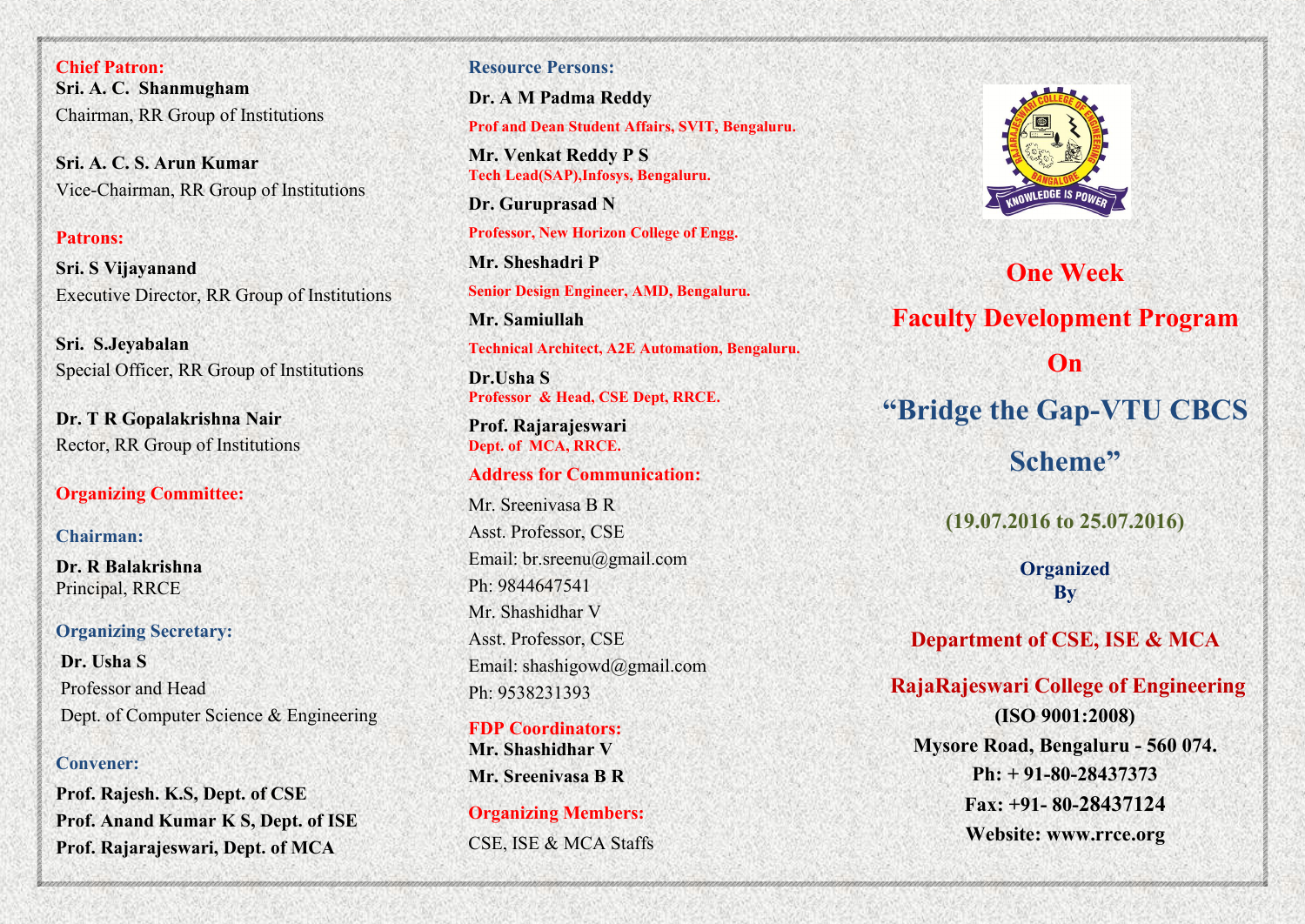**Chief Patron:**

**Sri. A. C. Shanmugham**
Chairman, RR Group of Institutions

**Sri. A. C. S. Arun Kumar**
Vice-Chairman, RR Group of Institutions

**Patrons:**

**Sri. S Vijayanand**
Executive Director, RR Group of Institutions

**Sri. S.Jeyabalan**
Special Officer, RR Group of Institutions

**Dr. T R Gopalakrishna Nair**
Rector, RR Group of Institutions

**Organizing Committee:**

**Chairman:**

**Dr. R Balakrishna**
Principal, RRCE

**Organizing Secretary:**

**Dr. Usha S**
Professor and Head
Dept. of Computer Science & Engineering

**Convener:**

**Prof. Rajesh. K.S, Dept. of CSE**
**Prof. Anand Kumar K S, Dept. of ISE**
**Prof. Rajarajeswari, Dept. of MCA**

**Resource Persons:**

**Dr. A M Padma Reddy**
Prof and Dean Student Affairs, SVIT, Bengaluru.

**Mr. Venkat Reddy P S**
Tech Lead(SAP),Infosys, Bengaluru.

**Dr. Guruprasad N**
Professor, New Horizon College of Engg.

**Mr. Sheshadri P**
Senior Design Engineer, AMD, Bengaluru.

**Mr. Samiullah**
Technical Architect, A2E Automation, Bengaluru.

**Dr.Usha S**
Professor & Head, CSE Dept, RRCE.

**Prof. Rajarajeswari**
Dept. of MCA, RRCE.

**Address for Communication:**

Mr. Sreenivasa B R
Asst. Professor, CSE
Email: br.sreenu@gmail.com
Ph: 9844647541
Mr. Shashidhar V
Asst. Professor, CSE
Email: shashigowd@gmail.com
Ph: 9538231393

**FDP Coordinators:**
**Mr. Shashidhar V**
**Mr. Sreenivasa B R**

**Organizing Members:**
CSE, ISE & MCA Staffs

# One Week Faculty Development Program On "Bridge the Gap-VTU CBCS Scheme"

**(19.07.2016 to 25.07.2016)**

**Organized By**

**Department of CSE, ISE & MCA**

**RajaRajeswari College of Engineering**
**(ISO 9001:2008)**
**Mysore Road, Bengaluru - 560 074.**
**Ph: + 91-80-28437373**
**Fax: +91- 80-28437124**
**Website: www.rrce.org**